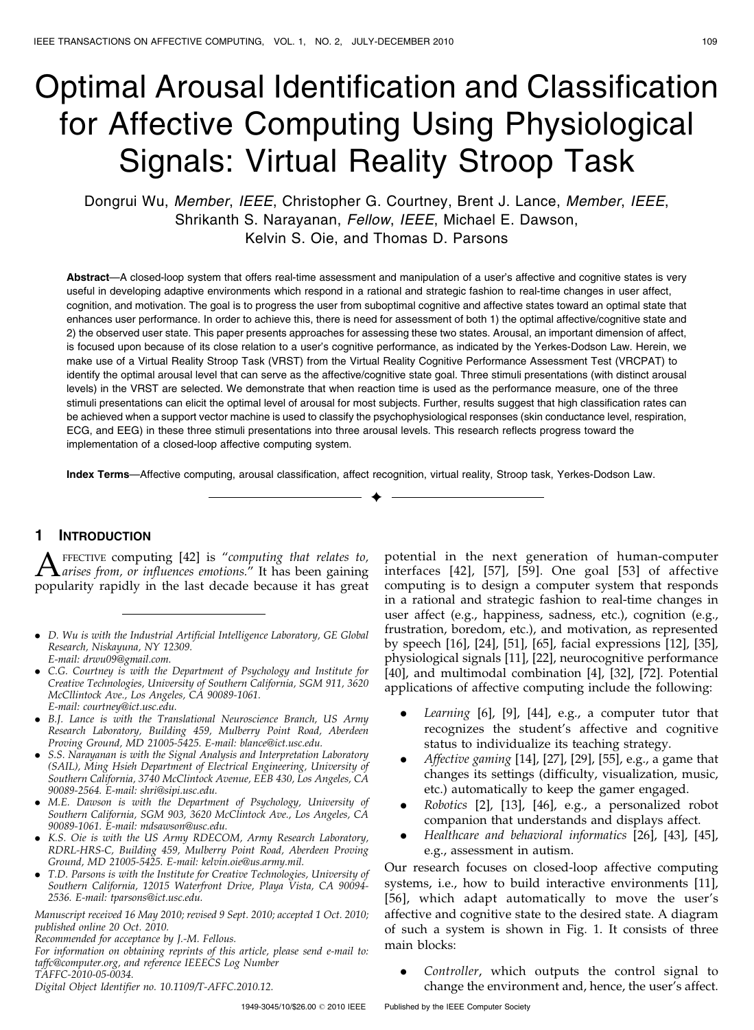# Optimal Arousal Identification and Classification for Affective Computing Using Physiological Signals: Virtual Reality Stroop Task

Dongrui Wu, *Member*, *IEEE*, Christopher G. Courtney, Brent J. Lance, *Member*, *IEEE*, Shrikanth S. Narayanan, *Fellow*, *IEEE*, Michael E. Dawson, Kelvin S. Oie, and Thomas D. Parsons

**Abstract**—A closed-loop system that offers real-time assessment and manipulation of a user's affective and cognitive states is very useful in developing adaptive environments which respond in a rational and strategic fashion to real-time changes in user affect, cognition, and motivation. The goal is to progress the user from suboptimal cognitive and affective states toward an optimal state that enhances user performance. In order to achieve this, there is need for assessment of both 1) the optimal affective/cognitive state and 2) the observed user state. This paper presents approaches for assessing these two states. Arousal, an important dimension of affect, is focused upon because of its close relation to a user's cognitive performance, as indicated by the Yerkes-Dodson Law. Herein, we make use of a Virtual Reality Stroop Task (VRST) from the Virtual Reality Cognitive Performance Assessment Test (VRCPAT) to identify the optimal arousal level that can serve as the affective/cognitive state goal. Three stimuli presentations (with distinct arousal levels) in the VRST are selected. We demonstrate that when reaction time is used as the performance measure, one of the three stimuli presentations can elicit the optimal level of arousal for most subjects. Further, results suggest that high classification rates can be achieved when a support vector machine is used to classify the psychophysiological responses (skin conductance level, respiration, ECG, and EEG) in these three stimuli presentations into three arousal levels. This research reflects progress toward the implementation of a closed-loop affective computing system.

**Index Terms**—Affective computing, arousal classification, affect recognition, virtual reality, Stroop task, Yerkes-Dodson Law.

## 1 Introduction

Affective computing [42] is "*computing that relates to, arises from, or influences emotions.*" It has been gaining popularity rapidly in the last decade because it has great potential in the next generation of human-computer interfaces [42], [57], [59]. One goal [53] of affective computing is to design a computer system that responds in a rational and strategic fashion to real-time changes in user affect (e.g., happiness, sadness, etc.), cognition (e.g., frustration, boredom, etc.), and motivation, as represented by speech [16], [24], [51], [65], facial expressions [12], [35], physiological signals [11], [22], neurocognitive performance [40], and multimodal combination [4], [32], [72]. Potential applications of affective computing include the following:

- *Learning* [6], [9], [44], e.g., a computer tutor that recognizes the student's affective and cognitive status to individualize its teaching strategy.
- *Affective gaming* [14], [27], [29], [55], e.g., a game that changes its settings (difficulty, visualization, music, etc.) automatically to keep the gamer engaged.
- *Robotics* [2], [13], [46], e.g., a personalized robot companion that understands and displays affect.
- *Healthcare and behavioral informatics* [26], [43], [45], e.g., assessment in autism.

Our research focuses on closed-loop affective computing systems, i.e., how to build interactive environments [11], [56], which adapt automatically to move the user's affective and cognitive state to the desired state. A diagram of such a system is shown in Fig. 1. It consists of three main blocks:

- *Controller*, which outputs the control signal to change the environment and, hence, the user's affect.

---

- *D. Wu is with the Industrial Artificial Intelligence Laboratory, GE Global Research, Niskayuna, NY 12309. E-mail: drwu09@gmail.com.*
- *C.G. Courtney is with the Department of Psychology and Institute for Creative Technologies, University of Southern California, SGM 911, 3620 McCllintock Ave., Los Angeles, CA 90089-1061. E-mail: courtney@ict.usc.edu.*
- *B.J. Lance is with the Translational Neuroscience Branch, US Army Research Laboratory, Building 459, Mulberry Point Road, Aberdeen Proving Ground, MD 21005-5425. E-mail: blance@ict.usc.edu.*
- *S.S. Narayanan is with the Signal Analysis and Interpretation Laboratory (SAIL), Ming Hsieh Department of Electrical Engineering, University of Southern California, 3740 McClintock Avenue, EEB 430, Los Angeles, CA 90089-2564. E-mail: shri@sipi.usc.edu.*
- *M.E. Dawson is with the Department of Psychology, University of Southern California, SGM 903, 3620 McClintock Ave., Los Angeles, CA 90089-1061. E-mail: mdsawson@usc.edu.*
- *K.S. Oie is with the US Army RDECOM, Army Research Laboratory, RDRL-HRS-C, Building 459, Mulberry Point Road, Aberdeen Proving Ground, MD 21005-5425. E-mail: kelvin.oie@us.army.mil.*
- *T.D. Parsons is with the Institute for Creative Technologies, University of Southern California, 12015 Waterfront Drive, Playa Vista, CA 90094-2536. E-mail: tparsons@ict.usc.edu.*

*Manuscript received 16 May 2010; revised 9 Sept. 2010; accepted 1 Oct. 2010; published online 20 Oct. 2010.*
*Recommended for acceptance by J.-M. Fellous.*
*For information on obtaining reprints of this article, please send e-mail to: taffc@computer.org, and reference IEEECS Log Number TAFFC-2010-05-0034.*
*Digital Object Identifier no. 10.1109/T-AFFC.2010.12.*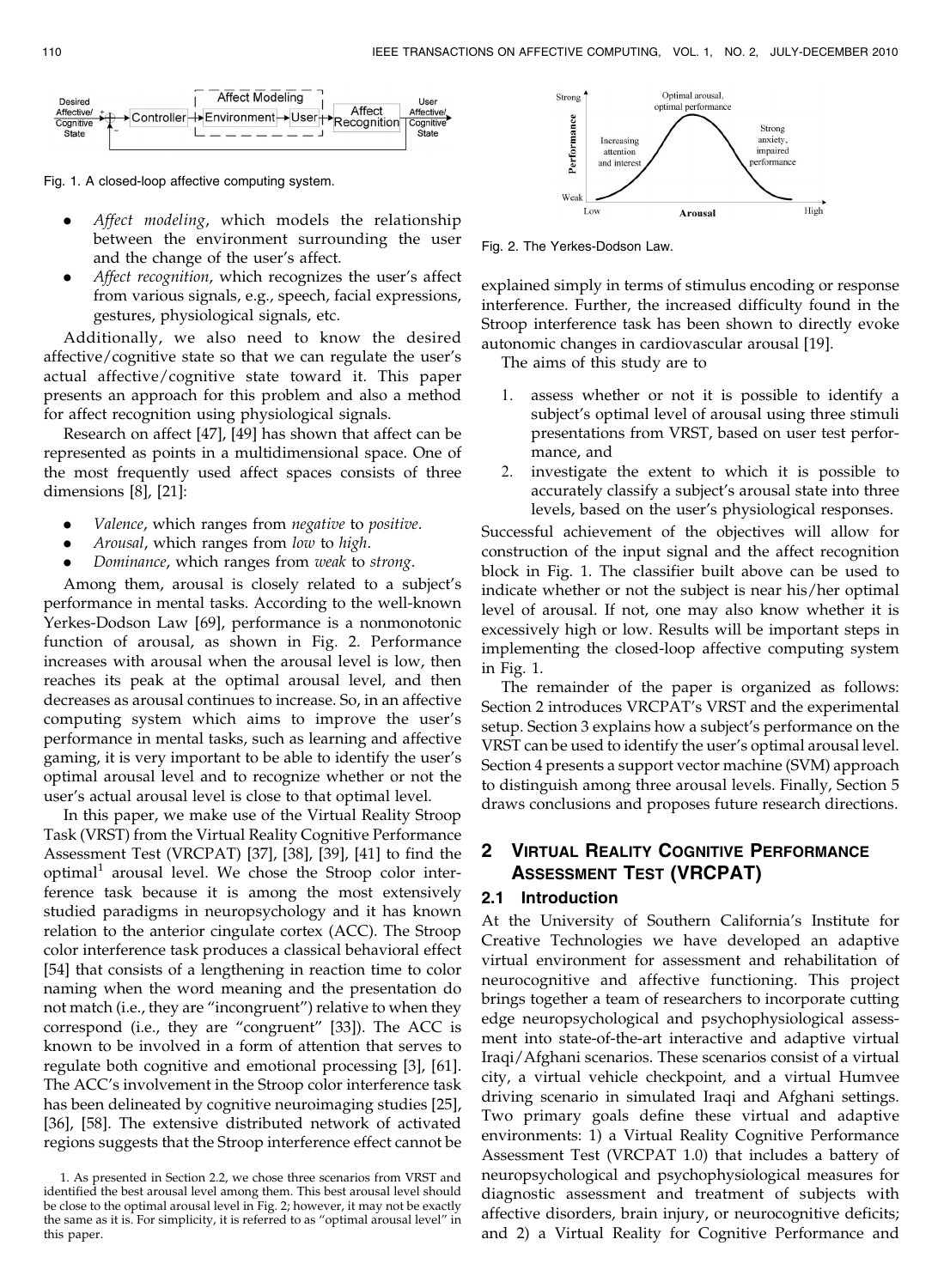Fig. 1. A closed-loop affective computing system.

- *Affect modeling*, which models the relationship between the environment surrounding the user and the change of the user's affect.
- *Affect recognition*, which recognizes the user's affect from various signals, e.g., speech, facial expressions, gestures, physiological signals, etc.

Additionally, we also need to know the desired affective/cognitive state so that we can regulate the user's actual affective/cognitive state toward it. This paper presents an approach for this problem and also a method for affect recognition using physiological signals.

Research on affect [47], [49] has shown that affect can be represented as points in a multidimensional space. One of the most frequently used affect spaces consists of three dimensions [8], [21]:

- *Valence*, which ranges from *negative* to *positive*.
- *Arousal*, which ranges from *low* to *high*.
- *Dominance*, which ranges from *weak* to *strong*.

Among them, arousal is closely related to a subject's performance in mental tasks. According to the well-known Yerkes-Dodson Law [69], performance is a nonmonotonic function of arousal, as shown in Fig. 2. Performance increases with arousal when the arousal level is low, then reaches its peak at the optimal arousal level, and then decreases as arousal continues to increase. So, in an affective computing system which aims to improve the user's performance in mental tasks, such as learning and affective gaming, it is very important to be able to identify the user's optimal arousal level and to recognize whether or not the user's actual arousal level is close to that optimal level.

In this paper, we make use of the Virtual Reality Stroop Task (VRST) from the Virtual Reality Cognitive Performance Assessment Test (VRCPAT) [37], [38], [39], [41] to find the optimal[1] arousal level. We chose the Stroop color interference task because it is among the most extensively studied paradigms in neuropsychology and it has known relation to the anterior cingulate cortex (ACC). The Stroop color interference task produces a classical behavioral effect [54] that consists of a lengthening in reaction time to color naming when the word meaning and the presentation do not match (i.e., they are "incongruent") relative to when they correspond (i.e., they are "congruent" [33]). The ACC is known to be involved in a form of attention that serves to regulate both cognitive and emotional processing [3], [61]. The ACC's involvement in the Stroop color interference task has been delineated by cognitive neuroimaging studies [25], [36], [58]. The extensive distributed network of activated regions suggests that the Stroop interference effect cannot be explained simply in terms of stimulus encoding or response interference. Further, the increased difficulty found in the Stroop interference task has been shown to directly evoke autonomic changes in cardiovascular arousal [19].

Fig. 2. The Yerkes-Dodson Law.

The aims of this study are to

1. assess whether or not it is possible to identify a subject's optimal level of arousal using three stimuli presentations from VRST, based on user test performance, and
2. investigate the extent to which it is possible to accurately classify a subject's arousal state into three levels, based on the user's physiological responses.

Successful achievement of the objectives will allow for construction of the input signal and the affect recognition block in Fig. 1. The classifier built above can be used to indicate whether or not the subject is near his/her optimal level of arousal. If not, one may also know whether it is excessively high or low. Results will be important steps in implementing the closed-loop affective computing system in Fig. 1.

The remainder of the paper is organized as follows: Section 2 introduces VRCPAT's VRST and the experimental setup. Section 3 explains how a subject's performance on the VRST can be used to identify the user's optimal arousal level. Section 4 presents a support vector machine (SVM) approach to distinguish among three arousal levels. Finally, Section 5 draws conclusions and proposes future research directions.

## 2 Virtual Reality Cognitive Performance Assessment Test (VRCPAT)

### 2.1 Introduction

At the University of Southern California's Institute for Creative Technologies we have developed an adaptive virtual environment for assessment and rehabilitation of neurocognitive and affective functioning. This project brings together a team of researchers to incorporate cutting edge neuropsychological and psychophysiological assessment into state-of-the-art interactive and adaptive virtual Iraqi/Afghani scenarios. These scenarios consist of a virtual city, a virtual vehicle checkpoint, and a virtual Humvee driving scenario in simulated Iraqi and Afghani settings. Two primary goals define these virtual and adaptive environments: 1) a Virtual Reality Cognitive Performance Assessment Test (VRCPAT 1.0) that includes a battery of neuropsychological and psychophysiological measures for diagnostic assessment and treatment of subjects with affective disorders, brain injury, or neurocognitive deficits; and 2) a Virtual Reality for Cognitive Performance and

1. As presented in Section 2.2, we chose three scenarios from VRST and identified the best arousal level among them. This best arousal level should be close to the optimal arousal level in Fig. 2; however, it may not be exactly the same as it is. For simplicity, it is referred to as "optimal arousal level" in this paper.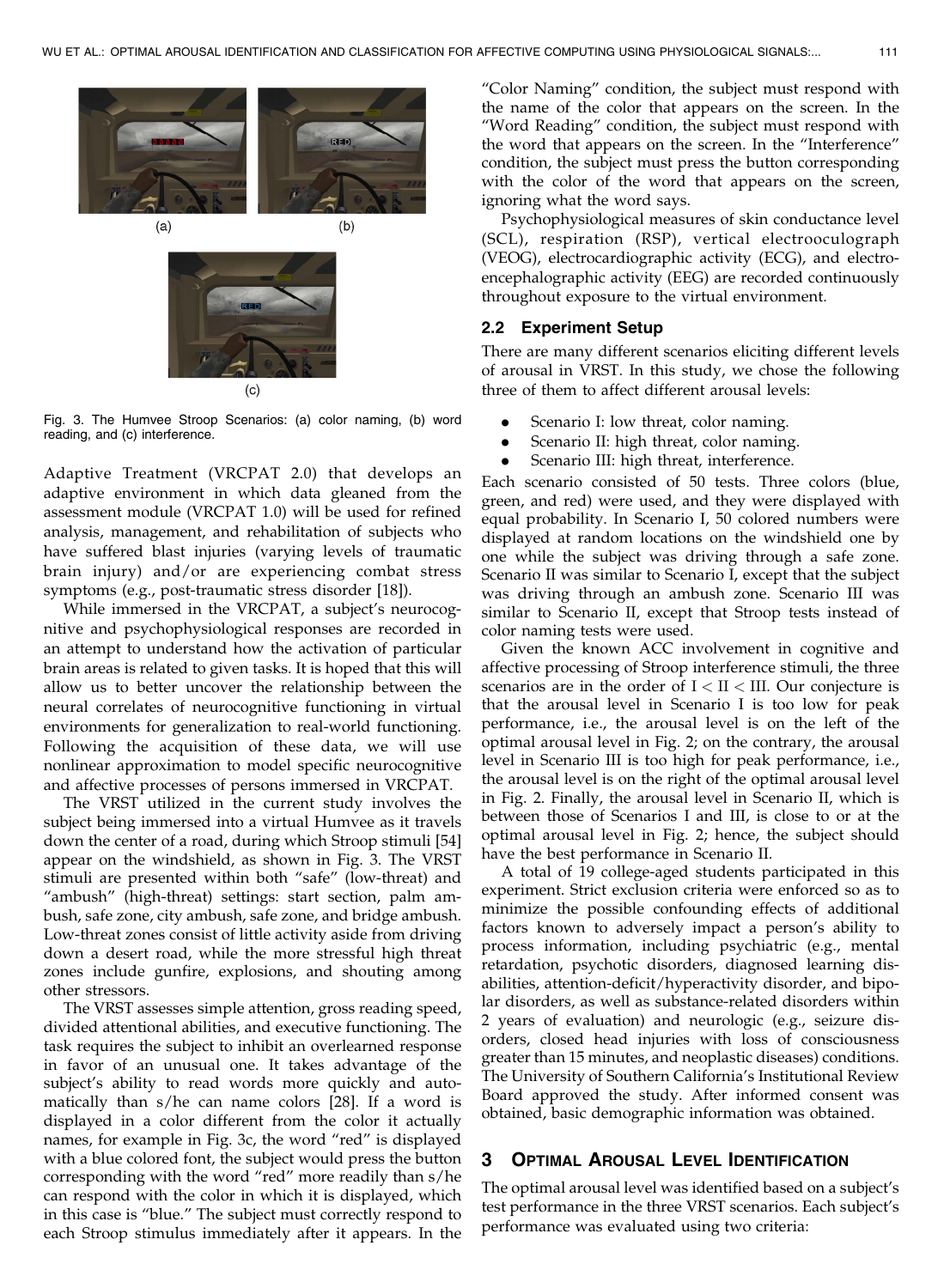Fig. 3. The Humvee Stroop Scenarios: (a) color naming, (b) word reading, and (c) interference.

Adaptive Treatment (VRCPAT 2.0) that develops an adaptive environment in which data gleaned from the assessment module (VRCPAT 1.0) will be used for refined analysis, management, and rehabilitation of subjects who have suffered blast injuries (varying levels of traumatic brain injury) and/or are experiencing combat stress symptoms (e.g., post-traumatic stress disorder [18]).

While immersed in the VRCPAT, a subject's neurocognitive and psychophysiological responses are recorded in an attempt to understand how the activation of particular brain areas is related to given tasks. It is hoped that this will allow us to better uncover the relationship between the neural correlates of neurocognitive functioning in virtual environments for generalization to real-world functioning. Following the acquisition of these data, we will use nonlinear approximation to model specific neurocognitive and affective processes of persons immersed in VRCPAT.

The VRST utilized in the current study involves the subject being immersed into a virtual Humvee as it travels down the center of a road, during which Stroop stimuli [54] appear on the windshield, as shown in Fig. 3. The VRST stimuli are presented within both "safe" (low-threat) and "ambush" (high-threat) settings: start section, palm ambush, safe zone, city ambush, safe zone, and bridge ambush. Low-threat zones consist of little activity aside from driving down a desert road, while the more stressful high threat zones include gunfire, explosions, and shouting among other stressors.

The VRST assesses simple attention, gross reading speed, divided attentional abilities, and executive functioning. The task requires the subject to inhibit an overlearned response in favor of an unusual one. It takes advantage of the subject's ability to read words more quickly and automatically than s/he can name colors [28]. If a word is displayed in a color different from the color it actually names, for example in Fig. 3c, the word "red" is displayed with a blue colored font, the subject would press the button corresponding with the word "red" more readily than s/he can respond with the color in which it is displayed, which in this case is "blue." The subject must correctly respond to each Stroop stimulus immediately after it appears. In the "Color Naming" condition, the subject must respond with the name of the color that appears on the screen. In the "Word Reading" condition, the subject must respond with the word that appears on the screen. In the "Interference" condition, the subject must press the button corresponding with the color of the word that appears on the screen, ignoring what the word says.

Psychophysiological measures of skin conductance level (SCL), respiration (RSP), vertical electrooculograph (VEOG), electrocardiographic activity (ECG), and electroencephalographic activity (EEG) are recorded continuously throughout exposure to the virtual environment.

### 2.2 Experiment Setup

There are many different scenarios eliciting different levels of arousal in VRST. In this study, we chose the following three of them to affect different arousal levels:

- Scenario I: low threat, color naming.
- Scenario II: high threat, color naming.
- Scenario III: high threat, interference.

Each scenario consisted of 50 tests. Three colors (blue, green, and red) were used, and they were displayed with equal probability. In Scenario I, 50 colored numbers were displayed at random locations on the windshield one by one while the subject was driving through a safe zone. Scenario II was similar to Scenario I, except that the subject was driving through an ambush zone. Scenario III was similar to Scenario II, except that Stroop tests instead of color naming tests were used.

Given the known ACC involvement in cognitive and affective processing of Stroop interference stimuli, the three scenarios are in the order of I < II < III. Our conjecture is that the arousal level in Scenario I is too low for peak performance, i.e., the arousal level is on the left of the optimal arousal level in Fig. 2; on the contrary, the arousal level in Scenario III is too high for peak performance, i.e., the arousal level is on the right of the optimal arousal level in Fig. 2. Finally, the arousal level in Scenario II, which is between those of Scenarios I and III, is close to or at the optimal arousal level in Fig. 2; hence, the subject should have the best performance in Scenario II.

A total of 19 college-aged students participated in this experiment. Strict exclusion criteria were enforced so as to minimize the possible confounding effects of additional factors known to adversely impact a person's ability to process information, including psychiatric (e.g., mental retardation, psychotic disorders, diagnosed learning disabilities, attention-deficit/hyperactivity disorder, and bipolar disorders, as well as substance-related disorders within 2 years of evaluation) and neurologic (e.g., seizure disorders, closed head injuries with loss of consciousness greater than 15 minutes, and neoplastic diseases) conditions. The University of Southern California's Institutional Review Board approved the study. After informed consent was obtained, basic demographic information was obtained.

## 3 Optimal Arousal Level Identification

The optimal arousal level was identified based on a subject's test performance in the three VRST scenarios. Each subject's performance was evaluated using two criteria: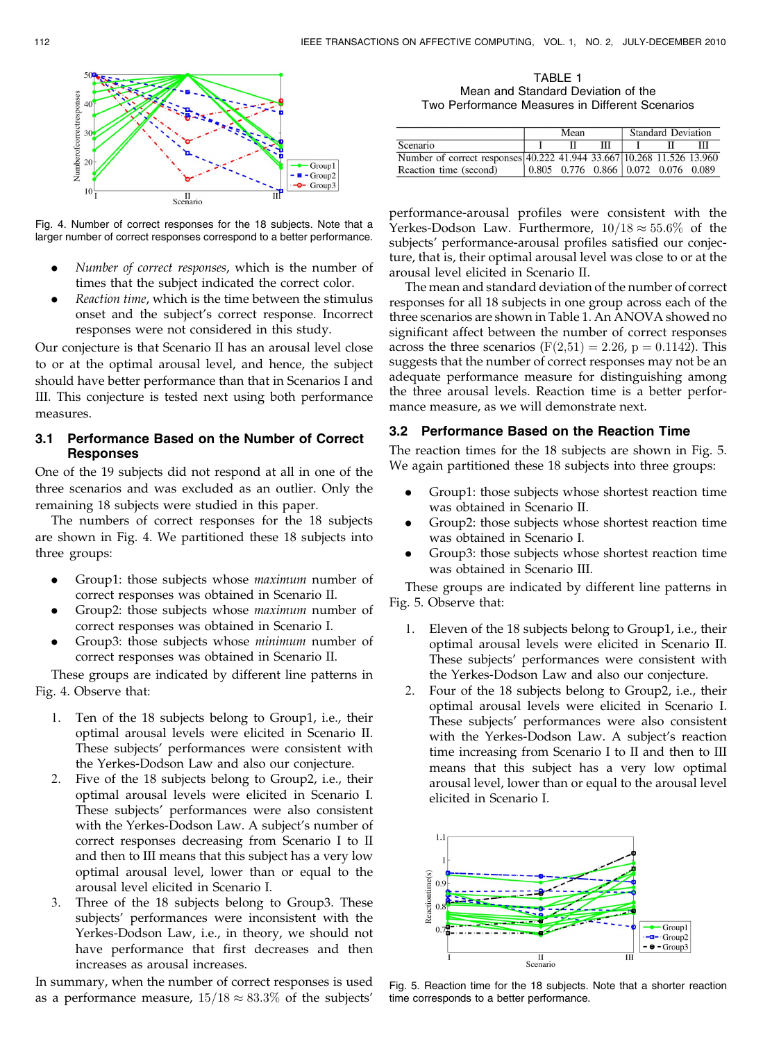Fig. 4. Number of correct responses for the 18 subjects. Note that a larger number of correct responses correspond to a better performance.

- *Number of correct responses*, which is the number of times that the subject indicated the correct color.
- *Reaction time*, which is the time between the stimulus onset and the subject's correct response. Incorrect responses were not considered in this study.

Our conjecture is that Scenario II has an arousal level close to or at the optimal arousal level, and hence, the subject should have better performance than that in Scenarios I and III. This conjecture is tested next using both performance measures.

### 3.1 Performance Based on the Number of Correct Responses

One of the 19 subjects did not respond at all in one of the three scenarios and was excluded as an outlier. Only the remaining 18 subjects were studied in this paper.

The numbers of correct responses for the 18 subjects are shown in Fig. 4. We partitioned these 18 subjects into three groups:

- Group1: those subjects whose *maximum* number of correct responses was obtained in Scenario II.
- Group2: those subjects whose *maximum* number of correct responses was obtained in Scenario I.
- Group3: those subjects whose *minimum* number of correct responses was obtained in Scenario II.

These groups are indicated by different line patterns in Fig. 4. Observe that:

1. Ten of the 18 subjects belong to Group1, i.e., their optimal arousal levels were elicited in Scenario II. These subjects' performances were consistent with the Yerkes-Dodson Law and also our conjecture.
2. Five of the 18 subjects belong to Group2, i.e., their optimal arousal levels were elicited in Scenario I. These subjects' performances were also consistent with the Yerkes-Dodson Law. A subject's number of correct responses decreasing from Scenario I to II and then to III means that this subject has a very low optimal arousal level, lower than or equal to the arousal level elicited in Scenario I.
3. Three of the 18 subjects belong to Group3. These subjects' performances were inconsistent with the Yerkes-Dodson Law, i.e., in theory, we should not have performance that first decreases and then increases as arousal increases.

In summary, when the number of correct responses is used as a performance measure, $15/18 \approx 83.3\%$ of the subjects' performance-arousal profiles were consistent with the Yerkes-Dodson Law. Furthermore, $10/18 \approx 55.6\%$ of the subjects' performance-arousal profiles satisfied our conjecture, that is, their optimal arousal level was close to or at the arousal level elicited in Scenario II.

The mean and standard deviation of the number of correct responses for all 18 subjects in one group across each of the three scenarios are shown in Table 1. An ANOVA showed no significant affect between the number of correct responses across the three scenarios ($F(2,51) = 2.26$, $p = 0.1142$). This suggests that the number of correct responses may not be an adequate performance measure for distinguishing among the three arousal levels. Reaction time is a better performance measure, as we will demonstrate next.

TABLE 1
Mean and Standard Deviation of the Two Performance Measures in Different Scenarios

| | Mean | | | Standard Deviation | | |
|---|---|---|---|---|---|---|
| Scenario | I | II | III | I | II | III |
| Number of correct responses | 40.222 | 41.944 | 33.667 | 10.268 | 11.526 | 13.960 |
| Reaction time (second) | 0.805 | 0.776 | 0.866 | 0.072 | 0.076 | 0.089 |

### 3.2 Performance Based on the Reaction Time

The reaction times for the 18 subjects are shown in Fig. 5. We again partitioned these 18 subjects into three groups:

- Group1: those subjects whose shortest reaction time was obtained in Scenario II.
- Group2: those subjects whose shortest reaction time was obtained in Scenario I.
- Group3: those subjects whose shortest reaction time was obtained in Scenario III.

These groups are indicated by different line patterns in Fig. 5. Observe that:

1. Eleven of the 18 subjects belong to Group1, i.e., their optimal arousal levels were elicited in Scenario II. These subjects' performances were consistent with the Yerkes-Dodson Law and also our conjecture.
2. Four of the 18 subjects belong to Group2, i.e., their optimal arousal levels were elicited in Scenario I. These subjects' performances were also consistent with the Yerkes-Dodson Law. A subject's reaction time increasing from Scenario I to II and then to III means that this subject has a very low optimal arousal level, lower than or equal to the arousal level elicited in Scenario I.

Fig. 5. Reaction time for the 18 subjects. Note that a shorter reaction time corresponds to a better performance.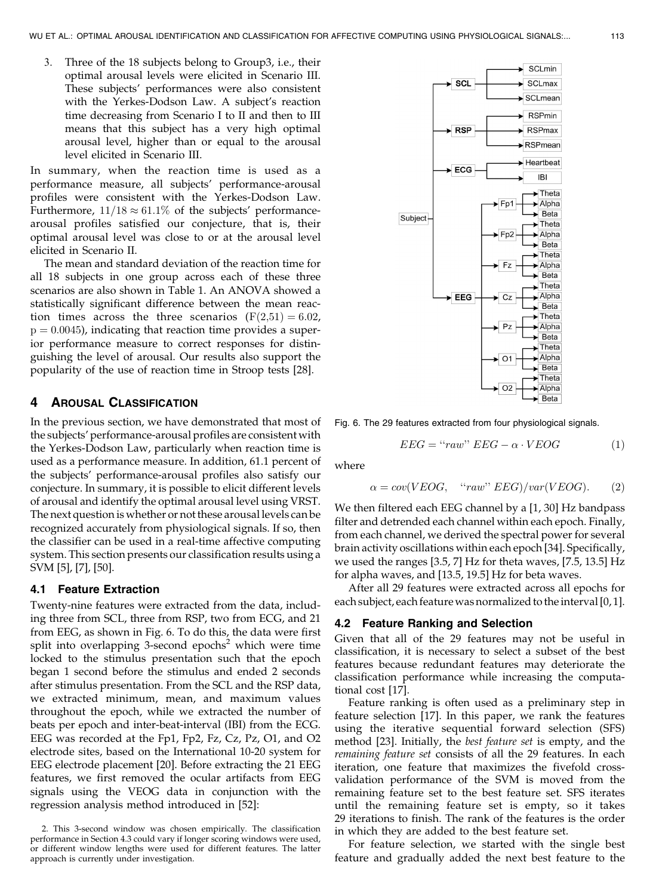3. Three of the 18 subjects belong to Group3, i.e., their optimal arousal levels were elicited in Scenario III. These subjects' performances were also consistent with the Yerkes-Dodson Law. A subject's reaction time decreasing from Scenario I to II and then to III means that this subject has a very high optimal arousal level, higher than or equal to the arousal level elicited in Scenario III.

In summary, when the reaction time is used as a performance measure, all subjects' performance-arousal profiles were consistent with the Yerkes-Dodson Law. Furthermore, $11/18 \approx 61.1\%$ of the subjects' performance-arousal profiles satisfied our conjecture, that is, their optimal arousal level was close to or at the arousal level elicited in Scenario II.

The mean and standard deviation of the reaction time for all 18 subjects in one group across each of these three scenarios are also shown in Table 1. An ANOVA showed a statistically significant difference between the mean reaction times across the three scenarios ($F(2,51) = 6.02$, $p = 0.0045$), indicating that reaction time provides a superior performance measure to correct responses for distinguishing the level of arousal. Our results also support the popularity of the use of reaction time in Stroop tests [28].

## 4 Arousal Classification

In the previous section, we have demonstrated that most of the subjects' performance-arousal profiles are consistent with the Yerkes-Dodson Law, particularly when reaction time is used as a performance measure. In addition, 61.1 percent of the subjects' performance-arousal profiles also satisfy our conjecture. In summary, it is possible to elicit different levels of arousal and identify the optimal arousal level using VRST. The next question is whether or not these arousal levels can be recognized accurately from physiological signals. If so, then the classifier can be used in a real-time affective computing system. This section presents our classification results using a SVM [5], [7], [50].

### 4.1 Feature Extraction

Twenty-nine features were extracted from the data, including three from SCL, three from RSP, two from ECG, and 21 from EEG, as shown in Fig. 6. To do this, the data were first split into overlapping 3-second epochs[2] which were time locked to the stimulus presentation such that the epoch began 1 second before the stimulus and ended 2 seconds after stimulus presentation. From the SCL and the RSP data, we extracted minimum, mean, and maximum values throughout the epoch, while we extracted the number of beats per epoch and inter-beat-interval (IBI) from the ECG. EEG was recorded at the Fp1, Fp2, Fz, Cz, Pz, O1, and O2 electrode sites, based on the International 10-20 system for EEG electrode placement [20]. Before extracting the 21 EEG features, we first removed the ocular artifacts from EEG signals using the VEOG data in conjunction with the regression analysis method introduced in [52]:

Fig. 6. The 29 features extracted from four physiological signals.

$$EEG = \text{``}raw\text{''}\ EEG - \alpha \cdot VEOG \tag{1}$$

where

$$\alpha = cov(VEOG, \quad \text{``}raw\text{''}\ EEG)/var(VEOG). \tag{2}$$

We then filtered each EEG channel by a [1, 30] Hz bandpass filter and detrended each channel within each epoch. Finally, from each channel, we derived the spectral power for several brain activity oscillations within each epoch [34]. Specifically, we used the ranges [3.5, 7] Hz for theta waves, [7.5, 13.5] Hz for alpha waves, and [13.5, 19.5] Hz for beta waves.

After all 29 features were extracted across all epochs for each subject, each feature was normalized to the interval [0, 1].

### 4.2 Feature Ranking and Selection

Given that all of the 29 features may not be useful in classification, it is necessary to select a subset of the best features because redundant features may deteriorate the classification performance while increasing the computational cost [17].

Feature ranking is often used as a preliminary step in feature selection [17]. In this paper, we rank the features using the iterative sequential forward selection (SFS) method [23]. Initially, the *best feature set* is empty, and the *remaining feature set* consists of all the 29 features. In each iteration, one feature that maximizes the fivefold cross-validation performance of the SVM is moved from the remaining feature set to the best feature set. SFS iterates until the remaining feature set is empty, so it takes 29 iterations to finish. The rank of the features is the order in which they are added to the best feature set.

For feature selection, we started with the single best feature and gradually added the next best feature to the

2. This 3-second window was chosen empirically. The classification performance in Section 4.3 could vary if longer scoring windows were used, or different window lengths were used for different features. The latter approach is currently under investigation.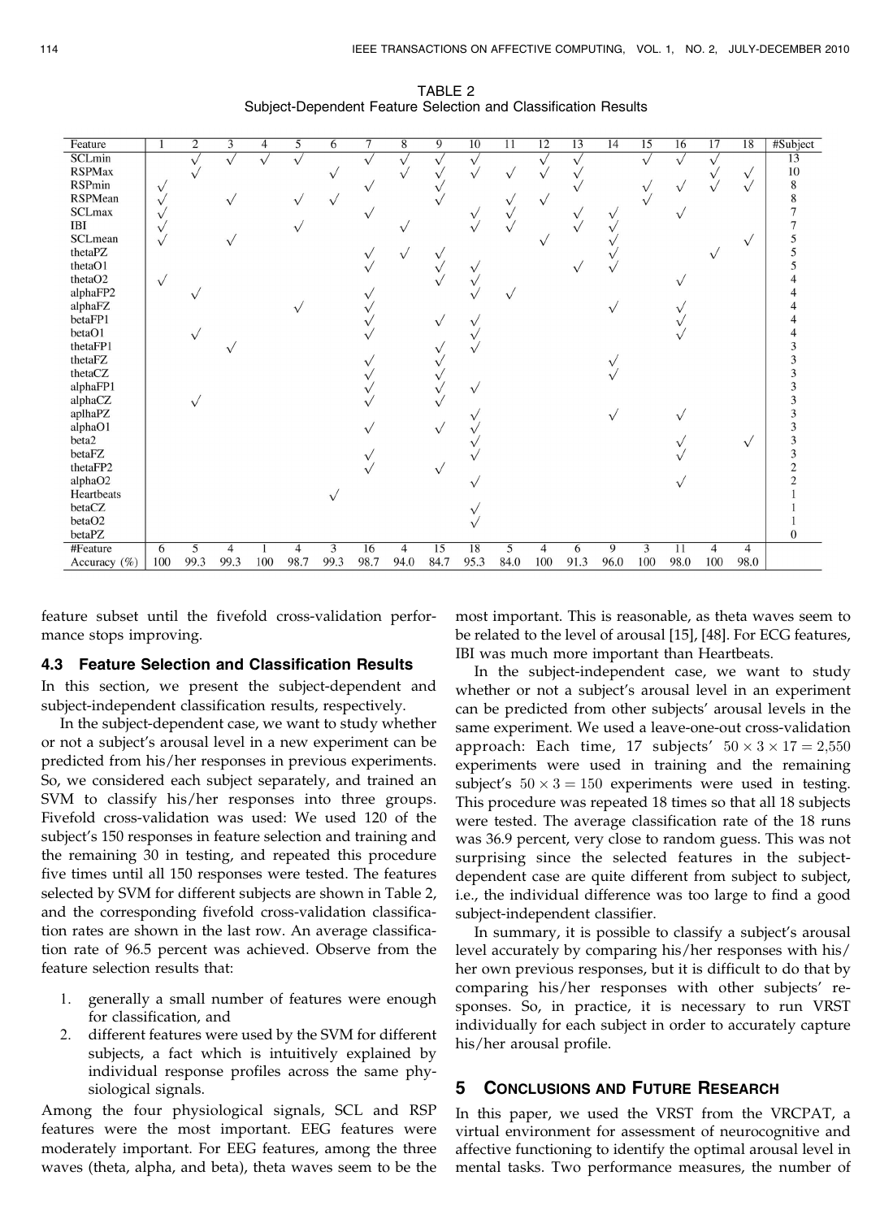TABLE 2
Subject-Dependent Feature Selection and Classification Results

| Feature | 1 | 2 | 3 | 4 | 5 | 6 | 7 | 8 | 9 | 10 | 11 | 12 | 13 | 14 | 15 | 16 | 17 | 18 | #Subject |
|---|---|---|---|---|---|---|---|---|---|---|---|---|---|---|---|---|---|---|---|
| SCLmin | | √ | √ | √ | √ | | √ | √ | √ | √ | | √ | √ | | √ | √ | √ | | 13 |
| RSPMax | | √ | | | | √ | | √ | √ | √ | √ | √ | √ | | | | √ | √ | 10 |
| RSPmin | √ | | | | | | √ | | √ | | | | √ | | √ | √ | √ | √ | 8 |
| RSPMean | √ | | √ | | √ | √ | | | √ | | √ | √ | | | √ | | | | 8 |
| SCLmax | √ | | | | | | √ | | | √ | √ | | √ | √ | | √ | | | 7 |
| IBI | √ | | | | √ | | | √ | | √ | √ | | √ | √ | | | | | 7 |
| SCLmean | √ | | √ | | | | | | | | | √ | | √ | | | | √ | 5 |
| thetaPZ | | | | | | | √ | √ | √ | | | | | √ | | | √ | | 5 |
| thetaO1 | | | | | | | √ | | √ | √ | | | √ | √ | | | | | 5 |
| thetaO2 | √ | | | | | | | | √ | √ | | | | | | √ | | | 4 |
| alphaFP2 | | √ | | | | | √ | | | √ | √ | | | | | | | | 4 |
| alphaFZ | | | | | √ | | √ | | | | | | | √ | | √ | | | 4 |
| betaFP1 | | | | | | | √ | | √ | √ | | | | | | √ | | | 4 |
| betaO1 | | √ | | | | | √ | | | √ | | | | | | √ | | | 4 |
| thetaFP1 | | | √ | | | | | | √ | √ | | | | | | | | | 3 |
| thetaFZ | | | | | | | √ | | √ | | | | | √ | | | | | 3 |
| thetaCZ | | | | | | | √ | | √ | | | | | √ | | | | | 3 |
| alphaFP1 | | | | | | | √ | | √ | √ | | | | | | | | | 3 |
| alphaCZ | | √ | | | | | √ | | √ | | | | | | | | | | 3 |
| aplhaPZ | | | | | | | | | | √ | | | | √ | | √ | | | 3 |
| alphaO1 | | | | | | | √ | | √ | √ | | | | | | | | | 3 |
| beta2 | | | | | | | | | | √ | | | | | | √ | | √ | 3 |
| betaFZ | | | | | | | √ | | | √ | | | | | | √ | | | 3 |
| thetaFP2 | | | | | | | √ | | √ | | | | | | | | | | 2 |
| alphaO2 | | | | | | | | | | √ | | | | | | √ | | | 2 |
| Heartbeats | | | | | | √ | | | | | | | | | | | | | 1 |
| betaCZ | | | | | | | | | | √ | | | | | | | | | 1 |
| betaO2 | | | | | | | | | | √ | | | | | | | | | 1 |
| betaPZ | | | | | | | | | | | | | | | | | | | 0 |
| #Feature | 6 | 5 | 4 | 1 | 4 | 3 | 16 | 4 | 15 | 18 | 5 | 4 | 6 | 9 | 3 | 11 | 4 | 4 | |
| Accuracy (%) | 100 | 99.3 | 99.3 | 100 | 98.7 | 99.3 | 98.7 | 94.0 | 84.7 | 95.3 | 84.0 | 100 | 91.3 | 96.0 | 100 | 98.0 | 100 | 98.0 | |

feature subset until the fivefold cross-validation performance stops improving.

### 4.3 Feature Selection and Classification Results

In this section, we present the subject-dependent and subject-independent classification results, respectively.

In the subject-dependent case, we want to study whether or not a subject's arousal level in a new experiment can be predicted from his/her responses in previous experiments. So, we considered each subject separately, and trained an SVM to classify his/her responses into three groups. Fivefold cross-validation was used: We used 120 of the subject's 150 responses in feature selection and training and the remaining 30 in testing, and repeated this procedure five times until all 150 responses were tested. The features selected by SVM for different subjects are shown in Table 2, and the corresponding fivefold cross-validation classification rates are shown in the last row. An average classification rate of 96.5 percent was achieved. Observe from the feature selection results that:

1. generally a small number of features were enough for classification, and
2. different features were used by the SVM for different subjects, a fact which is intuitively explained by individual response profiles across the same physiological signals.

Among the four physiological signals, SCL and RSP features were the most important. EEG features were moderately important. For EEG features, among the three waves (theta, alpha, and beta), theta waves seem to be the most important. This is reasonable, as theta waves seem to be related to the level of arousal [15], [48]. For ECG features, IBI was much more important than Heartbeats.

In the subject-independent case, we want to study whether or not a subject's arousal level in an experiment can be predicted from other subjects' arousal levels in the same experiment. We used a leave-one-out cross-validation approach: Each time, 17 subjects' $50 \times 3 \times 17 = 2{,}550$ experiments were used in training and the remaining subject's $50 \times 3 = 150$ experiments were used in testing. This procedure was repeated 18 times so that all 18 subjects were tested. The average classification rate of the 18 runs was 36.9 percent, very close to random guess. This was not surprising since the selected features in the subject-dependent case are quite different from subject to subject, i.e., the individual difference was too large to find a good subject-independent classifier.

In summary, it is possible to classify a subject's arousal level accurately by comparing his/her responses with his/her own previous responses, but it is difficult to do that by comparing his/her responses with other subjects' responses. So, in practice, it is necessary to run VRST individually for each subject in order to accurately capture his/her arousal profile.

## 5 Conclusions and Future Research

In this paper, we used the VRST from the VRCPAT, a virtual environment for assessment of neurocognitive and affective functioning to identify the optimal arousal level in mental tasks. Two performance measures, the number of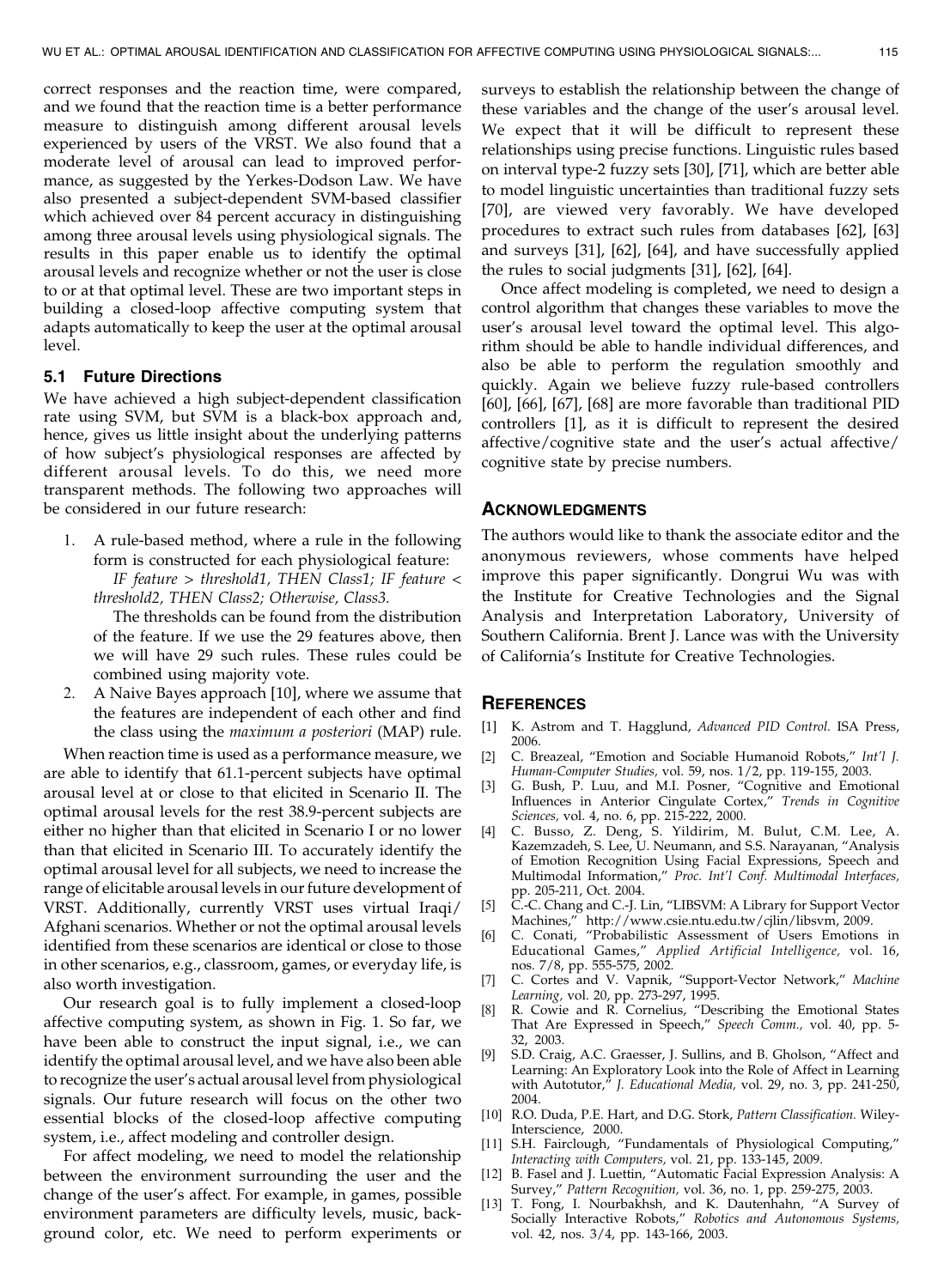correct responses and the reaction time, were compared, and we found that the reaction time is a better performance measure to distinguish among different arousal levels experienced by users of the VRST. We also found that a moderate level of arousal can lead to improved performance, as suggested by the Yerkes-Dodson Law. We have also presented a subject-dependent SVM-based classifier which achieved over 84 percent accuracy in distinguishing among three arousal levels using physiological signals. The results in this paper enable us to identify the optimal arousal levels and recognize whether or not the user is close to or at that optimal level. These are two important steps in building a closed-loop affective computing system that adapts automatically to keep the user at the optimal arousal level.

### 5.1 Future Directions

We have achieved a high subject-dependent classification rate using SVM, but SVM is a black-box approach and, hence, gives us little insight about the underlying patterns of how subject's physiological responses are affected by different arousal levels. To do this, we need more transparent methods. The following two approaches will be considered in our future research:

1. A rule-based method, where a rule in the following form is constructed for each physiological feature:
   *IF feature > threshold1, THEN Class1; IF feature < threshold2, THEN Class2; Otherwise, Class3.*
   
   The thresholds can be found from the distribution of the feature. If we use the 29 features above, then we will have 29 such rules. These rules could be combined using majority vote.
2. A Naive Bayes approach [10], where we assume that the features are independent of each other and find the class using the *maximum a posteriori* (MAP) rule.

When reaction time is used as a performance measure, we are able to identify that 61.1-percent subjects have optimal arousal level at or close to that elicited in Scenario II. The optimal arousal levels for the rest 38.9-percent subjects are either no higher than that elicited in Scenario I or no lower than that elicited in Scenario III. To accurately identify the optimal arousal level for all subjects, we need to increase the range of elicitable arousal levels in our future development of VRST. Additionally, currently VRST uses virtual Iraqi/Afghani scenarios. Whether or not the optimal arousal levels identified from these scenarios are identical or close to those in other scenarios, e.g., classroom, games, or everyday life, is also worth investigation.

Our research goal is to fully implement a closed-loop affective computing system, as shown in Fig. 1. So far, we have been able to construct the input signal, i.e., we can identify the optimal arousal level, and we have also been able to recognize the user's actual arousal level from physiological signals. Our future research will focus on the other two essential blocks of the closed-loop affective computing system, i.e., affect modeling and controller design.

For affect modeling, we need to model the relationship between the environment surrounding the user and the change of the user's affect. For example, in games, possible environment parameters are difficulty levels, music, background color, etc. We need to perform experiments or surveys to establish the relationship between the change of these variables and the change of the user's arousal level. We expect that it will be difficult to represent these relationships using precise functions. Linguistic rules based on interval type-2 fuzzy sets [30], [71], which are better able to model linguistic uncertainties than traditional fuzzy sets [70], are viewed very favorably. We have developed procedures to extract such rules from databases [62], [63] and surveys [31], [62], [64], and have successfully applied the rules to social judgments [31], [62], [64].

Once affect modeling is completed, we need to design a control algorithm that changes these variables to move the user's arousal level toward the optimal level. This algorithm should be able to handle individual differences, and also be able to perform the regulation smoothly and quickly. Again we believe fuzzy rule-based controllers [60], [66], [67], [68] are more favorable than traditional PID controllers [1], as it is difficult to represent the desired affective/cognitive state and the user's actual affective/cognitive state by precise numbers.

## Acknowledgments

The authors would like to thank the associate editor and the anonymous reviewers, whose comments have helped improve this paper significantly. Dongrui Wu was with the Institute for Creative Technologies and the Signal Analysis and Interpretation Laboratory, University of Southern California. Brent J. Lance was with the University of California's Institute for Creative Technologies.

## References

[1] K. Astrom and T. Hagglund, *Advanced PID Control.* ISA Press, 2006.

[2] C. Breazeal, "Emotion and Sociable Humanoid Robots," *Int'l J. Human-Computer Studies,* vol. 59, nos. 1/2, pp. 119-155, 2003.

[3] G. Bush, P. Luu, and M.I. Posner, "Cognitive and Emotional Influences in Anterior Cingulate Cortex," *Trends in Cognitive Sciences,* vol. 4, no. 6, pp. 215-222, 2000.

[4] C. Busso, Z. Deng, S. Yildirim, M. Bulut, C.M. Lee, A. Kazemzadeh, S. Lee, U. Neumann, and S.S. Narayanan, "Analysis of Emotion Recognition Using Facial Expressions, Speech and Multimodal Information," *Proc. Int'l Conf. Multimodal Interfaces,* pp. 205-211, Oct. 2004.

[5] C.-C. Chang and C.-J. Lin, "LIBSVM: A Library for Support Vector Machines," http://www.csie.ntu.edu.tw/cjlin/libsvm, 2009.

[6] C. Conati, "Probabilistic Assessment of Users Emotions in Educational Games," *Applied Artificial Intelligence,* vol. 16, nos. 7/8, pp. 555-575, 2002.

[7] C. Cortes and V. Vapnik, "Support-Vector Network," *Machine Learning,* vol. 20, pp. 273-297, 1995.

[8] R. Cowie and R. Cornelius, "Describing the Emotional States That Are Expressed in Speech," *Speech Comm.,* vol. 40, pp. 5-32, 2003.

[9] S.D. Craig, A.C. Graesser, J. Sullins, and B. Gholson, "Affect and Learning: An Exploratory Look into the Role of Affect in Learning with Autotutor," *J. Educational Media,* vol. 29, no. 3, pp. 241-250, 2004.

[10] R.O. Duda, P.E. Hart, and D.G. Stork, *Pattern Classification.* Wiley-Interscience, 2000.

[11] S.H. Fairclough, "Fundamentals of Physiological Computing," *Interacting with Computers,* vol. 21, pp. 133-145, 2009.

[12] B. Fasel and J. Luettin, "Automatic Facial Expression Analysis: A Survey," *Pattern Recognition,* vol. 36, no. 1, pp. 259-275, 2003.

[13] T. Fong, I. Nourbakhsh, and K. Dautenhahn, "A Survey of Socially Interactive Robots," *Robotics and Autonomous Systems,* vol. 42, nos. 3/4, pp. 143-166, 2003.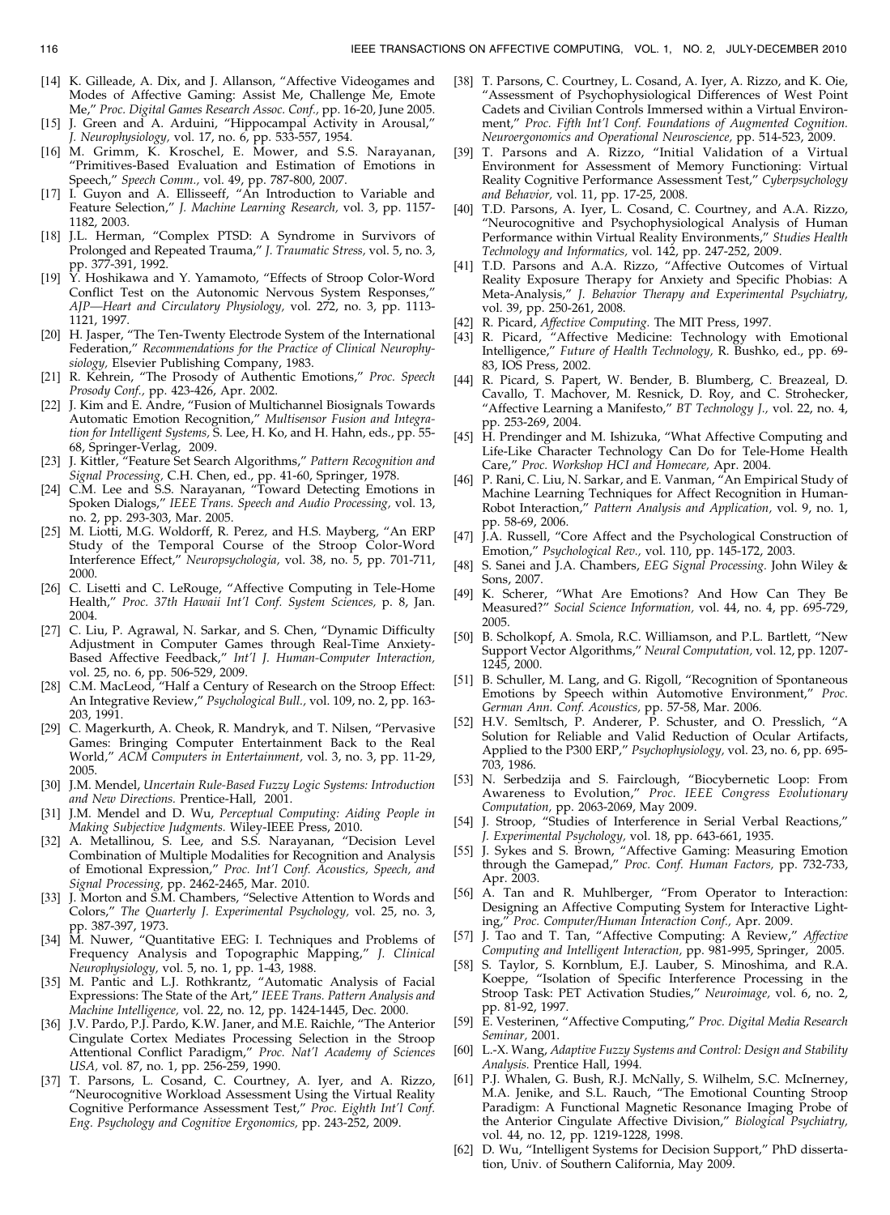[14] K. Gilleade, A. Dix, and J. Allanson, "Affective Videogames and Modes of Affective Gaming: Assist Me, Challenge Me, Emote Me," *Proc. Digital Games Research Assoc. Conf.,* pp. 16-20, June 2005.

[15] J. Green and A. Arduini, "Hippocampal Activity in Arousal," *J. Neurophysiology,* vol. 17, no. 6, pp. 533-557, 1954.

[16] M. Grimm, K. Kroschel, E. Mower, and S.S. Narayanan, "Primitives-Based Evaluation and Estimation of Emotions in Speech," *Speech Comm.,* vol. 49, pp. 787-800, 2007.

[17] I. Guyon and A. Ellisseeff, "An Introduction to Variable and Feature Selection," *J. Machine Learning Research,* vol. 3, pp. 1157-1182, 2003.

[18] J.L. Herman, "Complex PTSD: A Syndrome in Survivors of Prolonged and Repeated Trauma," *J. Traumatic Stress,* vol. 5, no. 3, pp. 377-391, 1992.

[19] Y. Hoshikawa and Y. Yamamoto, "Effects of Stroop Color-Word Conflict Test on the Autonomic Nervous System Responses," *AJP—Heart and Circulatory Physiology,* vol. 272, no. 3, pp. 1113-1121, 1997.

[20] H. Jasper, "The Ten-Twenty Electrode System of the International Federation," *Recommendations for the Practice of Clinical Neurophysiology,* Elsevier Publishing Company, 1983.

[21] R. Kehrein, "The Prosody of Authentic Emotions," *Proc. Speech Prosody Conf.,* pp. 423-426, Apr. 2002.

[22] J. Kim and E. Andre, "Fusion of Multichannel Biosignals Towards Automatic Emotion Recognition," *Multisensor Fusion and Integration for Intelligent Systems,* S. Lee, H. Ko, and H. Hahn, eds., pp. 55-68, Springer-Verlag, 2009.

[23] J. Kittler, "Feature Set Search Algorithms," *Pattern Recognition and Signal Processing,* C.H. Chen, ed., pp. 41-60, Springer, 1978.

[24] C.M. Lee and S.S. Narayanan, "Toward Detecting Emotions in Spoken Dialogs," *IEEE Trans. Speech and Audio Processing,* vol. 13, no. 2, pp. 293-303, Mar. 2005.

[25] M. Liotti, M.G. Woldorff, R. Perez, and H.S. Mayberg, "An ERP Study of the Temporal Course of the Stroop Color-Word Interference Effect," *Neuropsychologia,* vol. 38, no. 5, pp. 701-711, 2000.

[26] C. Lisetti and C. LeRouge, "Affective Computing in Tele-Home Health," *Proc. 37th Hawaii Int'l Conf. System Sciences,* p. 8, Jan. 2004.

[27] C. Liu, P. Agrawal, N. Sarkar, and S. Chen, "Dynamic Difficulty Adjustment in Computer Games through Real-Time Anxiety-Based Affective Feedback," *Int'l J. Human-Computer Interaction,* vol. 25, no. 6, pp. 506-529, 2009.

[28] C.M. MacLeod, "Half a Century of Research on the Stroop Effect: An Integrative Review," *Psychological Bull.,* vol. 109, no. 2, pp. 163-203, 1991.

[29] C. Magerkurth, A. Cheok, R. Mandryk, and T. Nilsen, "Pervasive Games: Bringing Computer Entertainment Back to the Real World," *ACM Computers in Entertainment,* vol. 3, no. 3, pp. 11-29, 2005.

[30] J.M. Mendel, *Uncertain Rule-Based Fuzzy Logic Systems: Introduction and New Directions.* Prentice-Hall, 2001.

[31] J.M. Mendel and D. Wu, *Perceptual Computing: Aiding People in Making Subjective Judgments.* Wiley-IEEE Press, 2010.

[32] A. Metallinou, S. Lee, and S.S. Narayanan, "Decision Level Combination of Multiple Modalities for Recognition and Analysis of Emotional Expression," *Proc. Int'l Conf. Acoustics, Speech, and Signal Processing,* pp. 2462-2465, Mar. 2010.

[33] J. Morton and S.M. Chambers, "Selective Attention to Words and Colors," *The Quarterly J. Experimental Psychology,* vol. 25, no. 3, pp. 387-397, 1973.

[34] M. Nuwer, "Quantitative EEG: I. Techniques and Problems of Frequency Analysis and Topographic Mapping," *J. Clinical Neurophysiology,* vol. 5, no. 1, pp. 1-43, 1988.

[35] M. Pantic and L.J. Rothkrantz, "Automatic Analysis of Facial Expressions: The State of the Art," *IEEE Trans. Pattern Analysis and Machine Intelligence,* vol. 22, no. 12, pp. 1424-1445, Dec. 2000.

[36] J.V. Pardo, P.J. Pardo, K.W. Janer, and M.E. Raichle, "The Anterior Cingulate Cortex Mediates Processing Selection in the Stroop Attentional Conflict Paradigm," *Proc. Nat'l Academy of Sciences USA,* vol. 87, no. 1, pp. 256-259, 1990.

[37] T. Parsons, L. Cosand, C. Courtney, A. Iyer, and A. Rizzo, "Neurocognitive Workload Assessment Using the Virtual Reality Cognitive Performance Assessment Test," *Proc. Eighth Int'l Conf. Eng. Psychology and Cognitive Ergonomics,* pp. 243-252, 2009.

[38] T. Parsons, C. Courtney, L. Cosand, A. Iyer, A. Rizzo, and K. Oie, "Assessment of Psychophysiological Differences of West Point Cadets and Civilian Controls Immersed within a Virtual Environment," *Proc. Fifth Int'l Conf. Foundations of Augmented Cognition. Neuroergonomics and Operational Neuroscience,* pp. 514-523, 2009.

[39] T. Parsons and A. Rizzo, "Initial Validation of a Virtual Environment for Assessment of Memory Functioning: Virtual Reality Cognitive Performance Assessment Test," *Cyberpsychology and Behavior,* vol. 11, pp. 17-25, 2008.

[40] T.D. Parsons, A. Iyer, L. Cosand, C. Courtney, and A.A. Rizzo, "Neurocognitive and Psychophysiological Analysis of Human Performance within Virtual Reality Environments," *Studies Health Technology and Informatics,* vol. 142, pp. 247-252, 2009.

[41] T.D. Parsons and A.A. Rizzo, "Affective Outcomes of Virtual Reality Exposure Therapy for Anxiety and Specific Phobias: A Meta-Analysis," *J. Behavior Therapy and Experimental Psychiatry,* vol. 39, pp. 250-261, 2008.

[42] R. Picard, *Affective Computing.* The MIT Press, 1997.

[43] R. Picard, "Affective Medicine: Technology with Emotional Intelligence," *Future of Health Technology,* R. Bushko, ed., pp. 69-83, IOS Press, 2002.

[44] R. Picard, S. Papert, W. Bender, B. Blumberg, C. Breazeal, D. Cavallo, T. Machover, M. Resnick, D. Roy, and C. Strohecker, "Affective Learning a Manifesto," *BT Technology J.,* vol. 22, no. 4, pp. 253-269, 2004.

[45] H. Prendinger and M. Ishizuka, "What Affective Computing and Life-Like Character Technology Can Do for Tele-Home Health Care," *Proc. Workshop HCI and Homecare,* Apr. 2004.

[46] P. Rani, C. Liu, N. Sarkar, and E. Vanman, "An Empirical Study of Machine Learning Techniques for Affect Recognition in Human-Robot Interaction," *Pattern Analysis and Application,* vol. 9, no. 1, pp. 58-69, 2006.

[47] J.A. Russell, "Core Affect and the Psychological Construction of Emotion," *Psychological Rev.,* vol. 110, pp. 145-172, 2003.

[48] S. Sanei and J.A. Chambers, *EEG Signal Processing.* John Wiley & Sons, 2007.

[49] K. Scherer, "What Are Emotions? And How Can They Be Measured?" *Social Science Information,* vol. 44, no. 4, pp. 695-729, 2005.

[50] B. Scholkopf, A. Smola, R.C. Williamson, and P.L. Bartlett, "New Support Vector Algorithms," *Neural Computation,* vol. 12, pp. 1207-1245, 2000.

[51] B. Schuller, M. Lang, and G. Rigoll, "Recognition of Spontaneous Emotions by Speech within Automotive Environment," *Proc. German Ann. Conf. Acoustics,* pp. 57-58, Mar. 2006.

[52] H.V. Semltsch, P. Anderer, P. Schuster, and O. Presslich, "A Solution for Reliable and Valid Reduction of Ocular Artifacts, Applied to the P300 ERP," *Psychophysiology,* vol. 23, no. 6, pp. 695-703, 1986.

[53] N. Serbedzija and S. Fairclough, "Biocybernetic Loop: From Awareness to Evolution," *Proc. IEEE Congress Evolutionary Computation,* pp. 2063-2069, May 2009.

[54] J. Stroop, "Studies of Interference in Serial Verbal Reactions," *J. Experimental Psychology,* vol. 18, pp. 643-661, 1935.

[55] J. Sykes and S. Brown, "Affective Gaming: Measuring Emotion through the Gamepad," *Proc. Conf. Human Factors,* pp. 732-733, Apr. 2003.

[56] A. Tan and R. Muhlberger, "From Operator to Interaction: Designing an Affective Computing System for Interactive Lighting," *Proc. Computer/Human Interaction Conf.,* Apr. 2009.

[57] J. Tao and T. Tan, "Affective Computing: A Review," *Affective Computing and Intelligent Interaction,* pp. 981-995, Springer, 2005.

[58] S. Taylor, S. Kornblum, E.J. Lauber, S. Minoshima, and R.A. Koeppe, "Isolation of Specific Interference Processing in the Stroop Task: PET Activation Studies," *Neuroimage,* vol. 6, no. 2, pp. 81-92, 1997.

[59] E. Vesterinen, "Affective Computing," *Proc. Digital Media Research Seminar,* 2001.

[60] L.-X. Wang, *Adaptive Fuzzy Systems and Control: Design and Stability Analysis.* Prentice Hall, 1994.

[61] P.J. Whalen, G. Bush, R.J. McNally, S. Wilhelm, S.C. McInerney, M.A. Jenike, and S.L. Rauch, "The Emotional Counting Stroop Paradigm: A Functional Magnetic Resonance Imaging Probe of the Anterior Cingulate Affective Division," *Biological Psychiatry,* vol. 44, no. 12, pp. 1219-1228, 1998.

[62] D. Wu, "Intelligent Systems for Decision Support," PhD dissertation, Univ. of Southern California, May 2009.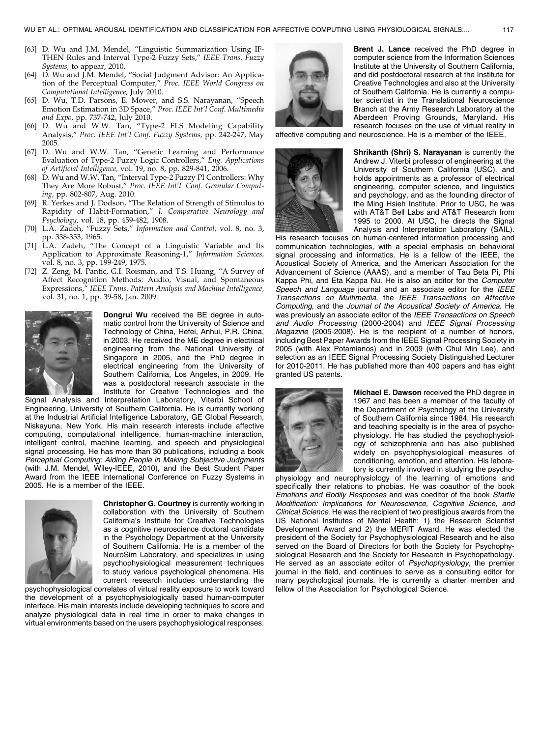[63] D. Wu and J.M. Mendel, "Linguistic Summarization Using IF-THEN Rules and Interval Type-2 Fuzzy Sets," *IEEE Trans. Fuzzy Systems,* to appear, 2010.

[64] D. Wu and J.M. Mendel, "Social Judgment Advisor: An Application of the Perceptual Computer," *Proc. IEEE World Congress on Computational Intelligence,* July 2010.

[65] D. Wu, T.D. Parsons, E. Mower, and S.S. Narayanan, "Speech Emotion Estimation in 3D Space," *Proc. IEEE Int'l Conf. Multimedia and Expo,* pp. 737-742, July 2010.

[66] D. Wu and W.W. Tan, "Type-2 FLS Modeling Capability Analysis," *Proc. IEEE Int'l Conf. Fuzzy Systems,* pp. 242-247, May 2005.

[67] D. Wu and W.W. Tan, "Genetic Learning and Performance Evaluation of Type-2 Fuzzy Logic Controllers," *Eng. Applications of Artificial Intelligence,* vol. 19, no. 8, pp. 829-841, 2006.

[68] D. Wu and W.W. Tan, "Interval Type-2 Fuzzy PI Controllers: Why They Are More Robust," *Proc. IEEE Int'l. Conf. Granular Computing,* pp. 802-807, Aug. 2010.

[69] R. Yerkes and J. Dodson, "The Relation of Strength of Stimulus to Rapidity of Habit-Formation," *J. Comparative Neurology and Psychology,* vol. 18, pp. 459-482, 1908.

[70] L.A. Zadeh, "Fuzzy Sets," *Information and Control,* vol. 8, no. 3, pp. 338-353, 1965.

[71] L.A. Zadeh, "The Concept of a Linguistic Variable and Its Application to Approximate Reasoning-1," *Information Sciences,* vol. 8, no. 3, pp. 199-249, 1975.

[72] Z. Zeng, M. Pantic, G.I. Roisman, and T.S. Huang, "A Survey of Affect Recognition Methods: Audio, Visual, and Spontaneous Expressions," *IEEE Trans. Pattern Analysis and Machine Intelligence,* vol. 31, no. 1, pp. 39-58, Jan. 2009.

**Dongrui Wu** received the BE degree in automatic control from the University of Science and Technology of China, Hefei, Anhui, P.R. China, in 2003. He received the ME degree in electrical engineering from the National University of Singapore in 2005, and the PhD degree in electrical engineering from the University of Southern California, Los Angeles, in 2009. He was a postdoctoral research associate in the Institute for Creative Technologies and the Signal Analysis and Interpretation Laboratory, Viterbi School of Engineering, University of Southern California. He is currently working at the Industrial Artificial Intelligence Laboratory, GE Global Research, Niskayuna, New York. His main research interests include affective computing, computational intelligence, human-machine interaction, intelligent control, machine learning, and speech and physiological signal processing. He has more than 30 publications, including a book *Perceptual Computing: Aiding People in Making Subjective Judgments* (with J.M. Mendel, Wiley-IEEE, 2010), and the Best Student Paper Award from the IEEE International Conference on Fuzzy Systems in 2005. He is a member of the IEEE.

**Christopher G. Courtney** is currently working in collaboration with the University of Southern California's Institute for Creative Technologies as a cognitive neuroscience doctoral candidate in the Psychology Department at the University of Southern California. He is a member of the NeuroSim Laboratory, and specializes in using psychophysiological measurement techniques to study various psychological phenomena. His current research includes understanding the psychophysiological correlates of virtual reality exposure to work toward the development of a psychophysiologically based human-computer interface. His main interests include developing techniques to score and analyze physiological data in real time in order to make changes in virtual environments based on the users psychophysiological responses.

**Brent J. Lance** received the PhD degree in computer science from the Information Sciences Institute at the University of Southern California, and did postdoctoral research at the Institute for Creative Technologies and also at the University of Southern California. He is currently a computer scientist in the Translational Neuroscience Branch at the Army Research Laboratory at the Aberdeen Proving Grounds, Maryland. His research focuses on the use of virtual reality in affective computing and neuroscience. He is a member of the IEEE.

**Shrikanth (Shri) S. Narayanan** is currently the Andrew J. Viterbi professor of engineering at the University of Southern California (USC), and holds appointments as a professor of electrical engineering, computer science, and linguistics and psychology, and as the founding director of the Ming Hsieh Institute. Prior to USC, he was with AT&T Bell Labs and AT&T Research from 1995 to 2000. At USC, he directs the Signal Analysis and Interpretation Laboratory (SAIL). His research focuses on human-centered information processing and communication technologies, with a special emphasis on behavioral signal processing and informatics. He is a fellow of the IEEE, the Acoustical Society of America, and the American Association for the Advancement of Science (AAAS), and a member of Tau Beta Pi, Phi Kappa Phi, and Eta Kappa Nu. He is also an editor for the *Computer Speech and Language* journal and an associate editor for the *IEEE Transactions on Multimedia*, the *IEEE Transactions on Affective Computing*, and the *Journal of the Acoustical Society of America*. He was previously an associate editor of the *IEEE Transactions on Speech and Audio Processing* (2000-2004) and *IEEE Signal Processing Magazine* (2005-2008). He is the recipient of a number of honors, including Best Paper Awards from the IEEE Signal Processing Society in 2005 (with Alex Potamianos) and in 2009 (with Chul Min Lee), and selection as an IEEE Signal Processing Society Distinguished Lecturer for 2010-2011. He has published more than 400 papers and has eight granted US patents.

**Michael E. Dawson** received the PhD degree in 1967 and has been a member of the faculty of the Department of Psychology at the University of Southern California since 1984. His research and teaching specialty is in the area of psychophysiology. He has studied the psychophysiology of schizophrenia and has also published widely on psychophysiological measures of conditioning, emotion, and attention. His laboratory is currently involved in studying the psychophysiology and neurophysiology of the learning of emotions and specifically their relations to phobias. He was coauthor of the book *Emotions and Bodily Responses* and was coeditor of the book *Startle Modification: Implications for Neuroscience, Cognitive Science, and Clinical Science*. He was the recipient of two prestigious awards from the US National Institutes of Mental Health: 1) the Research Scientist Development Award and 2) the MERIT Award. He was elected the president of the Society for Psychophysiological Research and he also served on the Board of Directors for both the Society for Psychophysiological Research and the Society for Research in Psychopathology. He served as an associate editor of *Psychophysiology*, the premier journal in the field, and continues to serve as a consulting editor for many psychological journals. He is currently a charter member and fellow of the Association for Psychological Science.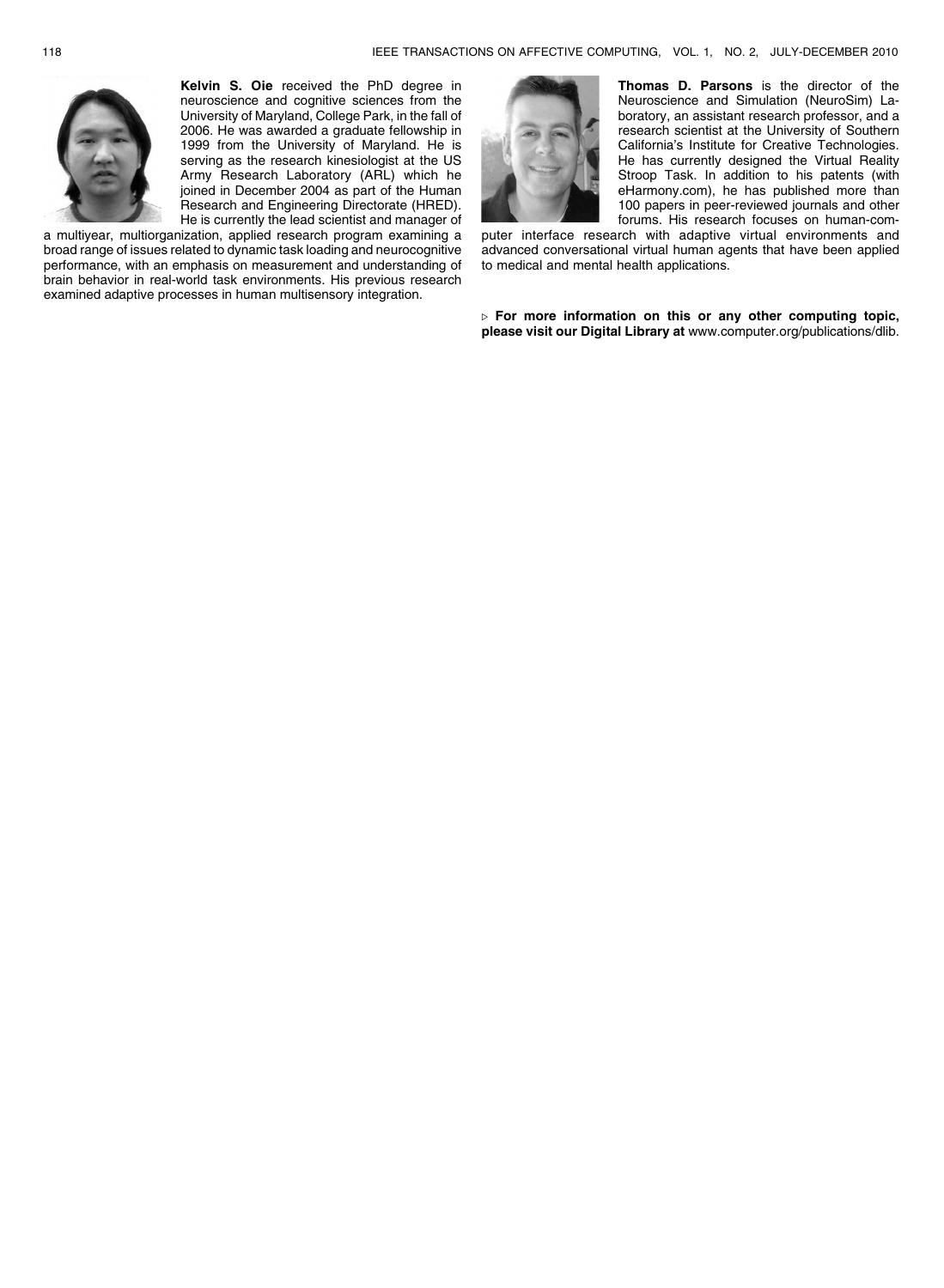**Kelvin S. Oie** received the PhD degree in neuroscience and cognitive sciences from the University of Maryland, College Park, in the fall of 2006. He was awarded a graduate fellowship in 1999 from the University of Maryland. He is serving as the research kinesiologist at the US Army Research Laboratory (ARL) which he joined in December 2004 as part of the Human Research and Engineering Directorate (HRED). He is currently the lead scientist and manager of a multiyear, multiorganization, applied research program examining a broad range of issues related to dynamic task loading and neurocognitive performance, with an emphasis on measurement and understanding of brain behavior in real-world task environments. His previous research examined adaptive processes in human multisensory integration.

**Thomas D. Parsons** is the director of the Neuroscience and Simulation (NeuroSim) Laboratory, an assistant research professor, and a research scientist at the University of Southern California's Institute for Creative Technologies. He has currently designed the Virtual Reality Stroop Task. In addition to his patents (with eHarmony.com), he has published more than 100 papers in peer-reviewed journals and other forums. His research focuses on human-computer interface research with adaptive virtual environments and advanced conversational virtual human agents that have been applied to medical and mental health applications.

▷ **For more information on this or any other computing topic, please visit our Digital Library at** www.computer.org/publications/dlib.